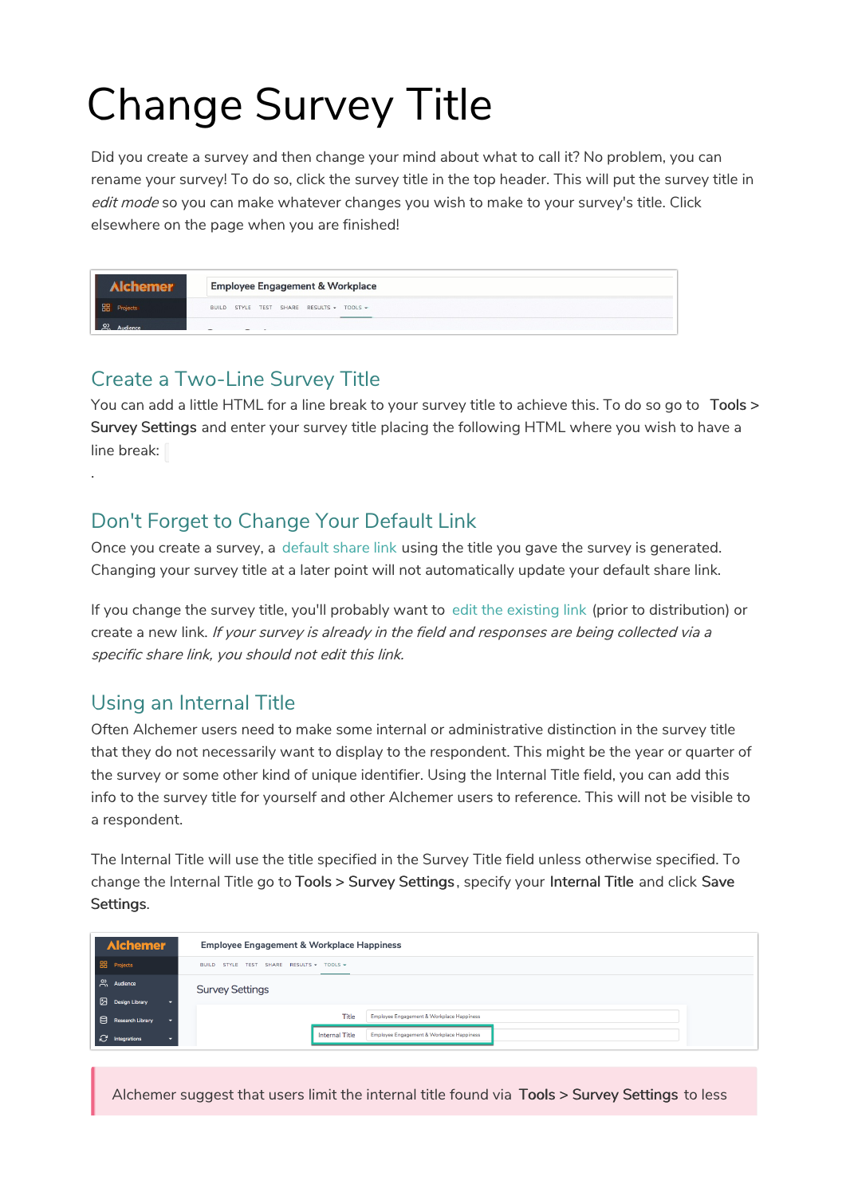# Change Survey Title

Did you create a survey and then change your mind about what to call it? No problem, you can rename your survey! To do so, click the survey title in the top header. This will put the survey title in *edit mode* so you can make whatever changes you wish to make to your survey's title. Click elsewhere on the page when you are finished!

## Create a Two-Line Survey Title

You can add a little HTML for a line break to your survey title to achieve this. To do so go to **Tools > Survey Settings** and enter your survey title placing the following HTML where you wish to have a line break:

.

## Don't Forget to Change Your Default Link

Once you create a survey, a default share link using the title you gave the survey is generated. Changing your survey title at a later point will not automatically update your default share link.

If you change the survey title, you'll probably want to edit the existing link (prior to distribution) or create a new link. *If your survey is already in the field and responses are being collected via a specific share link, you should not edit this link.*

## Using an Internal Title

Often Alchemer users need to make some internal or administrative distinction in the survey title that they do not necessarily want to display to the respondent. This might be the year or quarter of the survey or some other kind of unique identifier. Using the Internal Title field, you can add this info to the survey title for yourself and other Alchemer users to reference. This will not be visible to a respondent.

The Internal Title will use the title specified in the Survey Title field unless otherwise specified. To change the Internal Title go to **Tools > Survey Settings**, specify your **Internal Title** and click **Save Settings**.

Alchemer suggest that users limit the internal title found via **Tools > Survey Settings** to less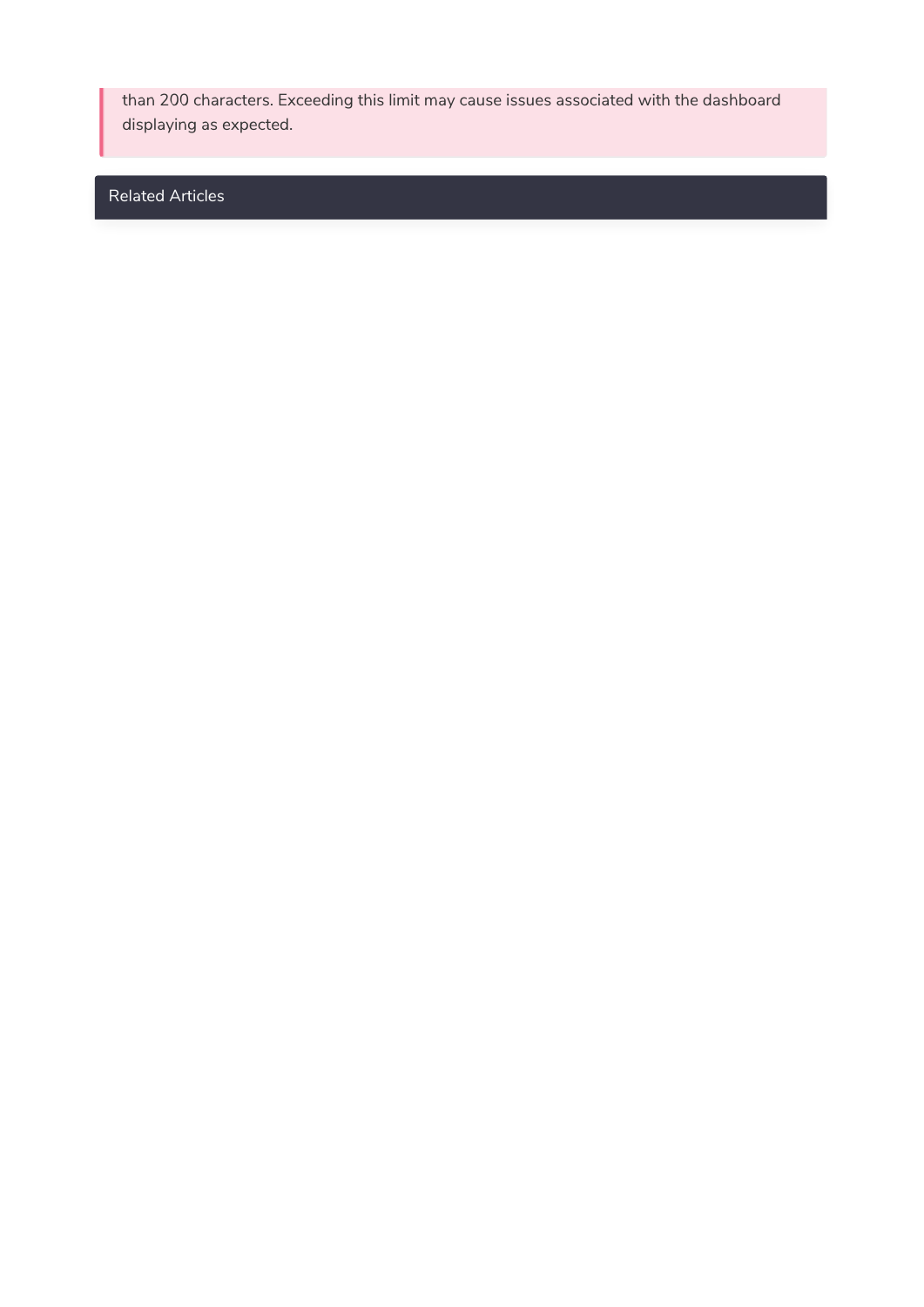> than 200 characters. Exceeding this limit may cause issues associated with the dashboard displaying as expected.

## Related Articles